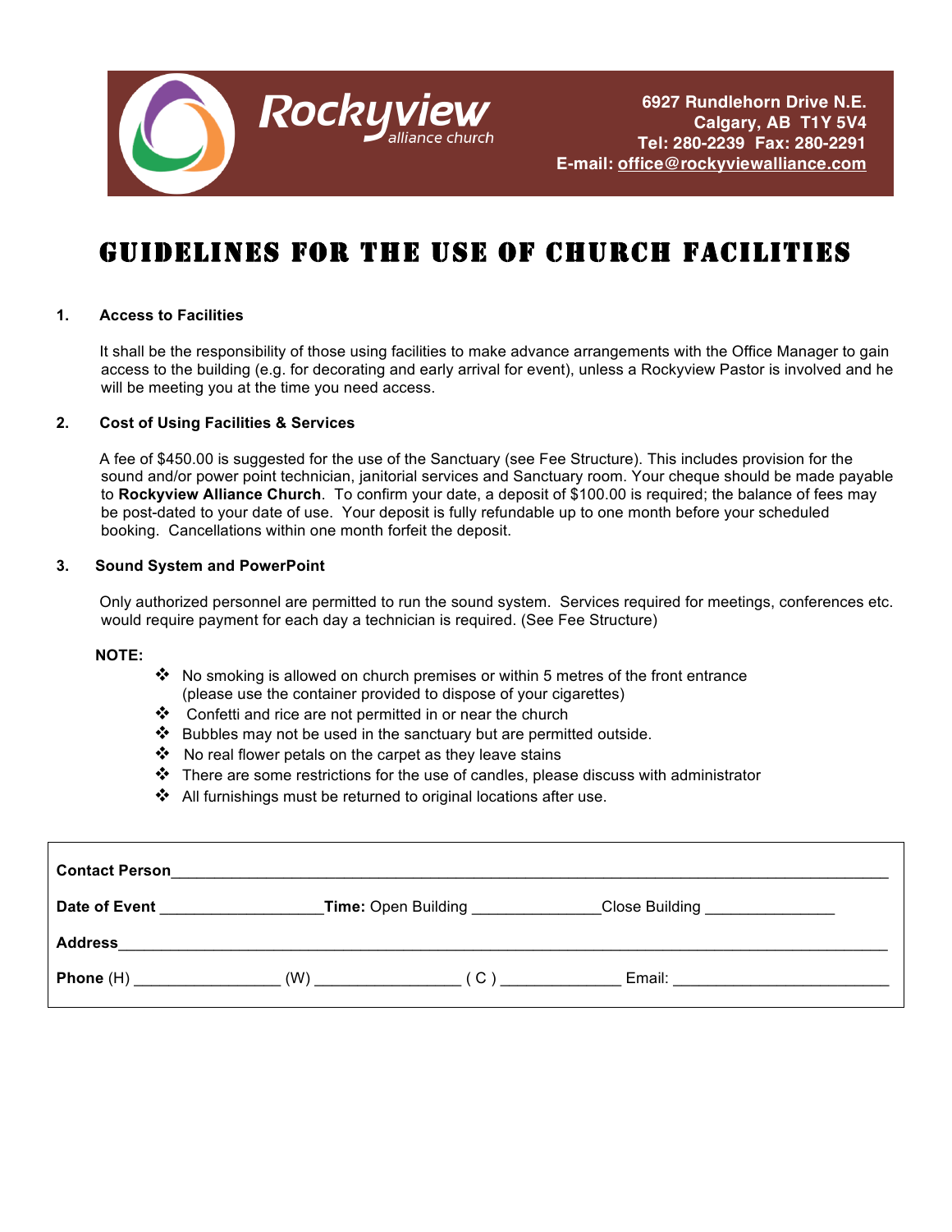**Rockyview** alliance church

**6927 Rundlehorn Drive N.E.**
**Calgary, AB T1Y 5V4**
**Tel: 280-2239 Fax: 280-2291**
**E-mail: office@rockyviewalliance.com**

# GUIDELINES FOR THE USE OF CHURCH FACILITIES

### 1. Access to Facilities

It shall be the responsibility of those using facilities to make advance arrangements with the Office Manager to gain access to the building (e.g. for decorating and early arrival for event), unless a Rockyview Pastor is involved and he will be meeting you at the time you need access.

### 2. Cost of Using Facilities & Services

A fee of $450.00 is suggested for the use of the Sanctuary (see Fee Structure). This includes provision for the sound and/or power point technician, janitorial services and Sanctuary room. Your cheque should be made payable to **Rockyview Alliance Church**. To confirm your date, a deposit of $100.00 is required; the balance of fees may be post-dated to your date of use. Your deposit is fully refundable up to one month before your scheduled booking. Cancellations within one month forfeit the deposit.

### 3. Sound System and PowerPoint

Only authorized personnel are permitted to run the sound system. Services required for meetings, conferences etc. would require payment for each day a technician is required. (See Fee Structure)

**NOTE:**

- No smoking is allowed on church premises or within 5 metres of the front entrance (please use the container provided to dispose of your cigarettes)
- Confetti and rice are not permitted in or near the church
- Bubbles may not be used in the sanctuary but are permitted outside.
- No real flower petals on the carpet as they leave stains
- There are some restrictions for the use of candles, please discuss with administrator
- All furnishings must be returned to original locations after use.

**Contact Person**\_\_\_\_\_\_\_\_\_\_\_\_\_\_\_\_\_\_\_\_\_\_\_\_\_\_\_\_\_\_\_\_\_\_\_\_\_\_\_\_

**Date of Event** \_\_\_\_\_\_\_\_\_\_\_\_\_\_\_\_ **Time:** Open Building \_\_\_\_\_\_\_\_\_\_\_\_\_\_ Close Building \_\_\_\_\_\_\_\_\_\_\_\_\_\_

**Address**\_\_\_\_\_\_\_\_\_\_\_\_\_\_\_\_\_\_\_\_\_\_\_\_\_\_\_\_\_\_\_\_\_\_\_\_\_\_\_\_

**Phone** (H) \_\_\_\_\_\_\_\_\_\_\_\_\_\_\_\_ (W) \_\_\_\_\_\_\_\_\_\_\_\_\_\_\_\_ ( C ) \_\_\_\_\_\_\_\_\_\_\_\_\_\_ Email: \_\_\_\_\_\_\_\_\_\_\_\_\_\_\_\_\_\_\_\_\_\_\_\_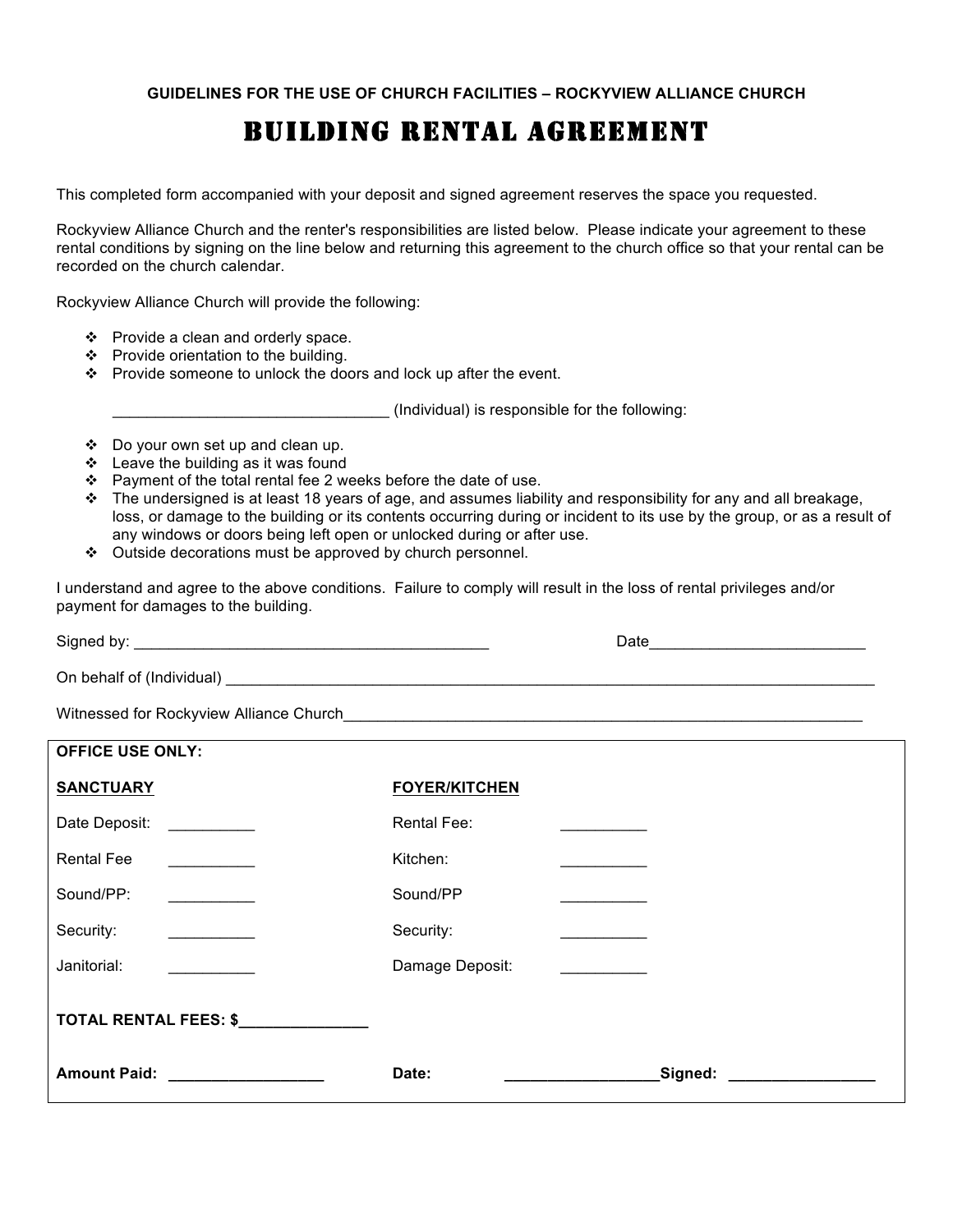GUIDELINES FOR THE USE OF CHURCH FACILITIES – ROCKYVIEW ALLIANCE CHURCH

# BUILDING RENTAL AGREEMENT

This completed form accompanied with your deposit and signed agreement reserves the space you requested.

Rockyview Alliance Church and the renter's responsibilities are listed below. Please indicate your agreement to these rental conditions by signing on the line below and returning this agreement to the church office so that your rental can be recorded on the church calendar.

Rockyview Alliance Church will provide the following:

- Provide a clean and orderly space.
- Provide orientation to the building.
- Provide someone to unlock the doors and lock up after the event.

________________________________ (Individual) is responsible for the following:

- Do your own set up and clean up.
- Leave the building as it was found
- Payment of the total rental fee 2 weeks before the date of use.
- The undersigned is at least 18 years of age, and assumes liability and responsibility for any and all breakage, loss, or damage to the building or its contents occurring during or incident to its use by the group, or as a result of any windows or doors being left open or unlocked during or after use.
- Outside decorations must be approved by church personnel.

I understand and agree to the above conditions. Failure to comply will result in the loss of rental privileges and/or payment for damages to the building.

Signed by: ________________________________________ Date_________________________

On behalf of (Individual) ________________________________________________________________________________

Witnessed for Rockyview Alliance Church______________________________________________________________

**OFFICE USE ONLY:**

| **SANCTUARY** | | **FOYER/KITCHEN** | |
|---|---|---|---|
| Date Deposit: | __________ | Rental Fee: | __________ |
| Rental Fee | __________ | Kitchen: | __________ |
| Sound/PP: | __________ | Sound/PP | __________ |
| Security: | __________ | Security: | __________ |
| Janitorial: | __________ | Damage Deposit: | __________ |

**TOTAL RENTAL FEES: $______________**

**Amount Paid:** __________________ **Date:** __________________ **Signed:** _________________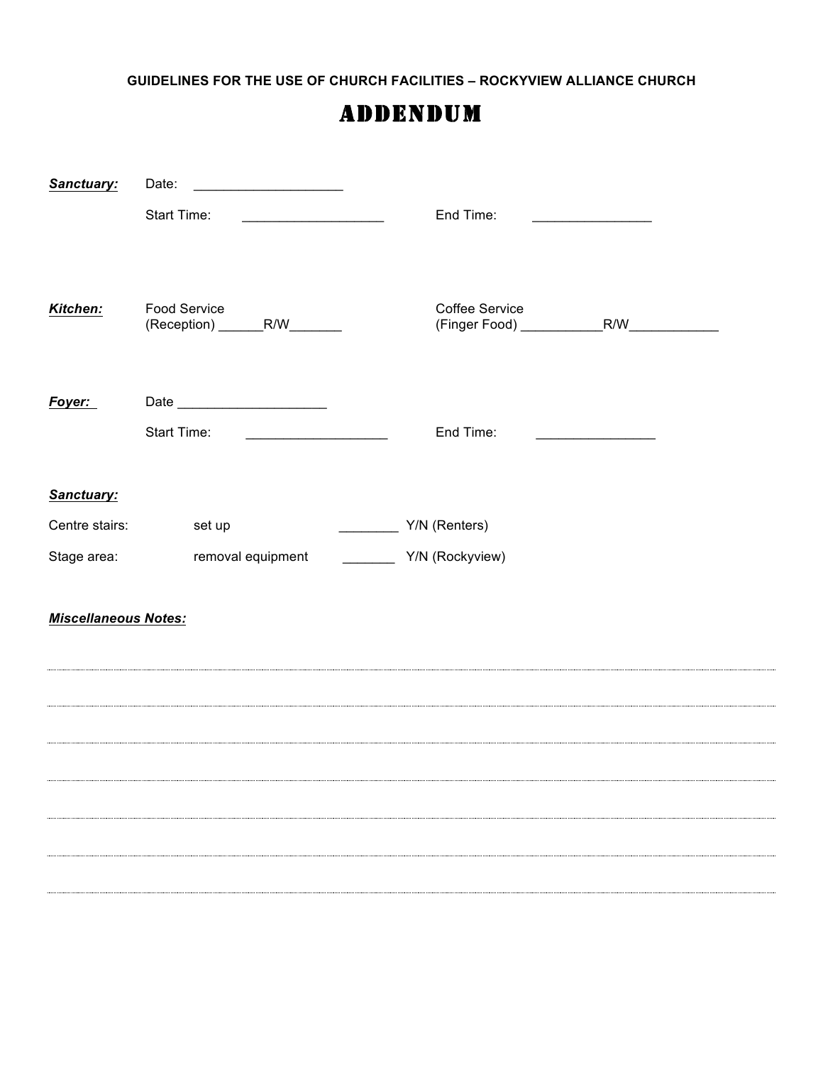**GUIDELINES FOR THE USE OF CHURCH FACILITIES – ROCKYVIEW ALLIANCE CHURCH**

# ADDENDUM

***Sanctuary:*** Date: ____________________

Start Time: ___________________ End Time: ________________

***Kitchen:*** Food Service (Reception) ______R/W_______ Coffee Service (Finger Food) ___________R/W____________

***Foyer:*** Date ____________________

Start Time: ___________________ End Time: ________________

***Sanctuary:***

Centre stairs: set up ________ Y/N (Renters)

Stage area: removal equipment _______ Y/N (Rockyview)

***Miscellaneous Notes:***

________________________________________________________________________________

________________________________________________________________________________

________________________________________________________________________________

________________________________________________________________________________

________________________________________________________________________________

________________________________________________________________________________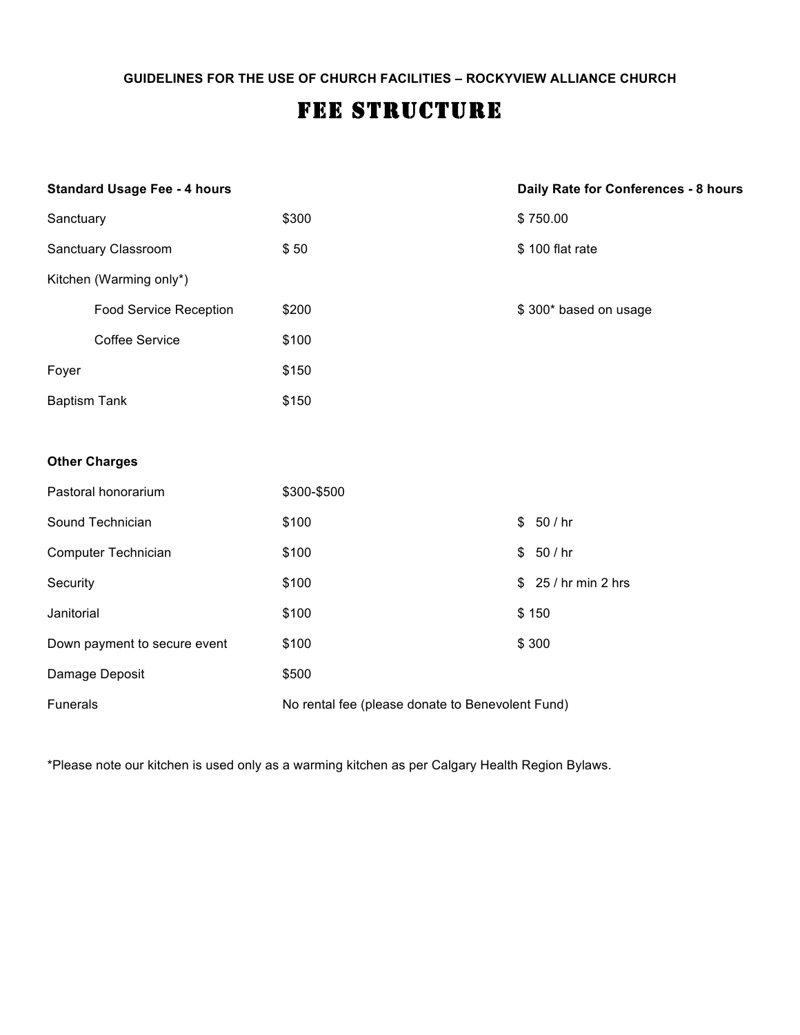**GUIDELINES FOR THE USE OF CHURCH FACILITIES – ROCKYVIEW ALLIANCE CHURCH**

# FEE STRUCTURE

| **Standard Usage Fee - 4 hours** | | **Daily Rate for Conferences - 8 hours** |
|---|---|---|
| Sanctuary | $300 | $ 750.00 |
| Sanctuary Classroom | $ 50 | $ 100 flat rate |
| Kitchen (Warming only*) | | |
| Food Service Reception | $200 | $ 300* based on usage |
| Coffee Service | $100 | |
| Foyer | $150 | |
| Baptism Tank | $150 | |

| **Other Charges** | | |
|---|---|---|
| Pastoral honorarium | $300-$500 | |
| Sound Technician | $100 | $ 50 / hr |
| Computer Technician | $100 | $ 50 / hr |
| Security | $100 | $ 25 / hr min 2 hrs |
| Janitorial | $100 | $ 150 |
| Down payment to secure event | $100 | $ 300 |
| Damage Deposit | $500 | |
| Funerals | No rental fee (please donate to Benevolent Fund) | |

*Please note our kitchen is used only as a warming kitchen as per Calgary Health Region Bylaws.